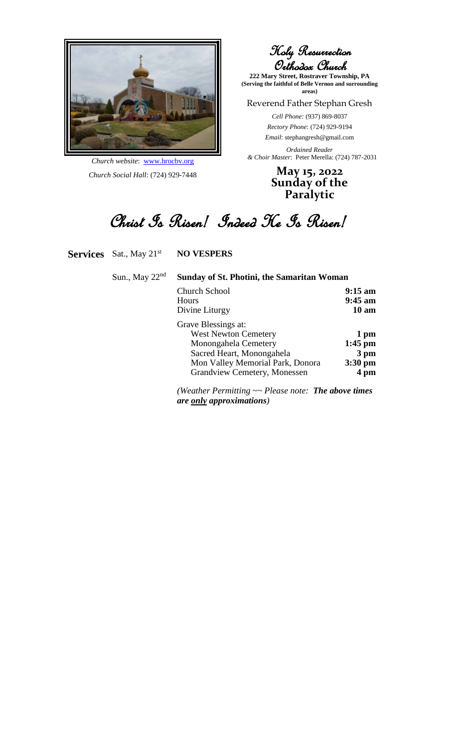*Church website*: www.hrocbv.org

*Church Social Hall*: (724) 929-7448

# Holy Resurrection Orthodox Church

**222 Mary Street, Rostraver Township, PA**
**(Serving the faithful of Belle Vernon and surrounding areas)**

Reverend Father Stephan Gresh

*Cell Phone:* (937) 869-8037
*Rectory Phone*: (724) 929-9194
*Email*: stephangresh@gmail.com

*Ordained Reader & Choir Master*: Peter Merella: (724) 787-2031

## May 15, 2022 Sunday of the Paralytic

# Christ Is Risen! Indeed He Is Risen!

**Services** Sat., May 21st **NO VESPERS**

Sun., May 22nd **Sunday of St. Photini, the Samaritan Woman**

| | |
|---|---|
| Church School | **9:15 am** |
| Hours | **9:45 am** |
| Divine Liturgy | **10 am** |
| Grave Blessings at: | |
| West Newton Cemetery | **1 pm** |
| Monongahela Cemetery | **1:45 pm** |
| Sacred Heart, Monongahela | **3 pm** |
| Mon Valley Memorial Park, Donora | **3:30 pm** |
| Grandview Cemetery, Monessen | **4 pm** |

*(Weather Permitting ~~ Please note: **The above times are only approximations**)*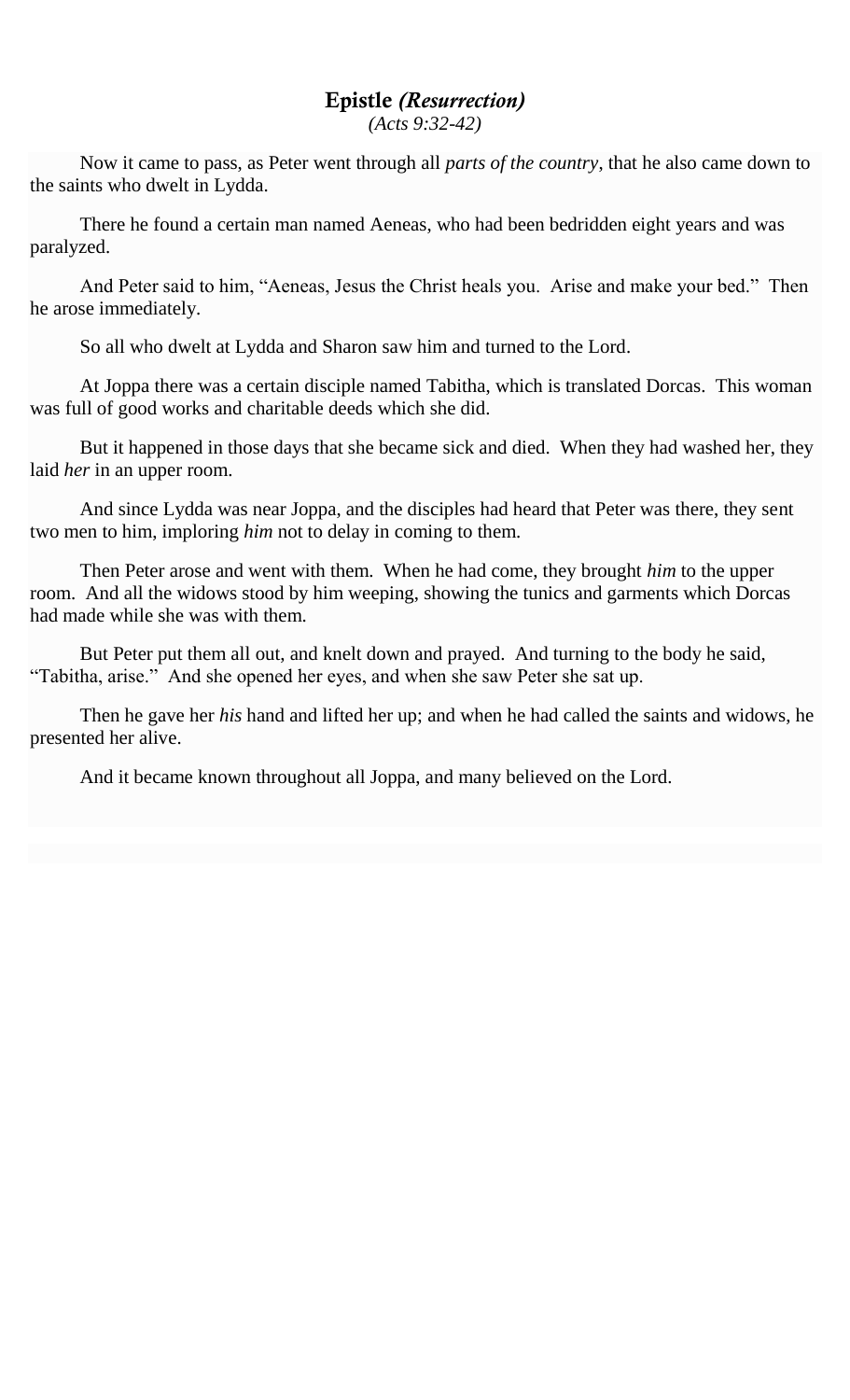## Epistle *(Resurrection)*

*(Acts 9:32-42)*

Now it came to pass, as Peter went through all *parts of the country*, that he also came down to the saints who dwelt in Lydda.

There he found a certain man named Aeneas, who had been bedridden eight years and was paralyzed.

And Peter said to him, "Aeneas, Jesus the Christ heals you. Arise and make your bed." Then he arose immediately.

So all who dwelt at Lydda and Sharon saw him and turned to the Lord.

At Joppa there was a certain disciple named Tabitha, which is translated Dorcas. This woman was full of good works and charitable deeds which she did.

But it happened in those days that she became sick and died. When they had washed her, they laid *her* in an upper room.

And since Lydda was near Joppa, and the disciples had heard that Peter was there, they sent two men to him, imploring *him* not to delay in coming to them.

Then Peter arose and went with them. When he had come, they brought *him* to the upper room. And all the widows stood by him weeping, showing the tunics and garments which Dorcas had made while she was with them.

But Peter put them all out, and knelt down and prayed. And turning to the body he said, "Tabitha, arise." And she opened her eyes, and when she saw Peter she sat up.

Then he gave her *his* hand and lifted her up; and when he had called the saints and widows, he presented her alive.

And it became known throughout all Joppa, and many believed on the Lord.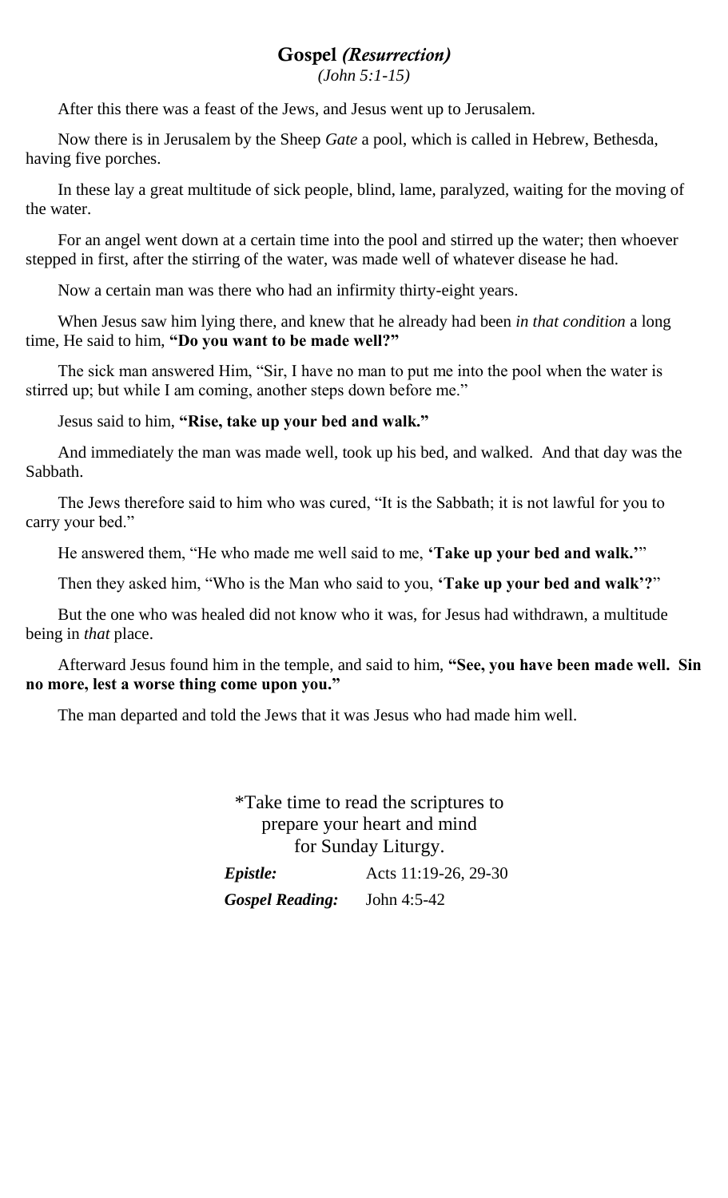## Gospel *(Resurrection)*

*(John 5:1-15)*

After this there was a feast of the Jews, and Jesus went up to Jerusalem.

Now there is in Jerusalem by the Sheep *Gate* a pool, which is called in Hebrew, Bethesda, having five porches.

In these lay a great multitude of sick people, blind, lame, paralyzed, waiting for the moving of the water.

For an angel went down at a certain time into the pool and stirred up the water; then whoever stepped in first, after the stirring of the water, was made well of whatever disease he had.

Now a certain man was there who had an infirmity thirty-eight years.

When Jesus saw him lying there, and knew that he already had been *in that condition* a long time, He said to him, **"Do you want to be made well?"**

The sick man answered Him, "Sir, I have no man to put me into the pool when the water is stirred up; but while I am coming, another steps down before me."

Jesus said to him, **"Rise, take up your bed and walk."**

And immediately the man was made well, took up his bed, and walked. And that day was the Sabbath.

The Jews therefore said to him who was cured, "It is the Sabbath; it is not lawful for you to carry your bed."

He answered them, "He who made me well said to me, **'Take up your bed and walk.'**"

Then they asked him, "Who is the Man who said to you, **'Take up your bed and walk'?**"

But the one who was healed did not know who it was, for Jesus had withdrawn, a multitude being in *that* place.

Afterward Jesus found him in the temple, and said to him, **"See, you have been made well. Sin no more, lest a worse thing come upon you."**

The man departed and told the Jews that it was Jesus who had made him well.

*Take time to read the scriptures to prepare your heart and mind for Sunday Liturgy.

***Epistle:*** Acts 11:19-26, 29-30

***Gospel Reading:*** John 4:5-42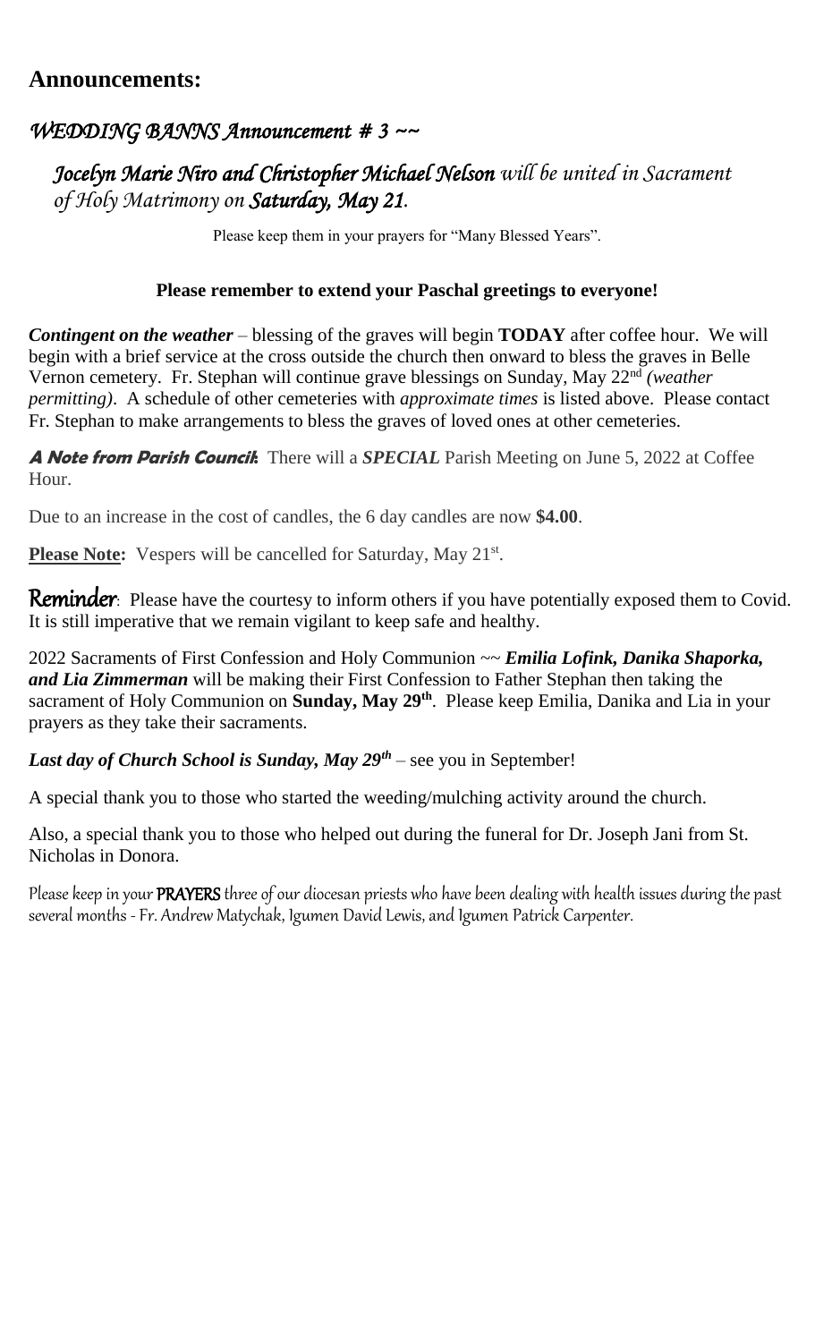## Announcements:

### *WEDDING BANNS Announcement # 3 ~~*

***Jocelyn Marie Niro and Christopher Michael Nelson*** *will be united in Sacrament of Holy Matrimony on* ***Saturday, May 21****.*

Please keep them in your prayers for "Many Blessed Years".

**Please remember to extend your Paschal greetings to everyone!**

***Contingent on the weather*** – blessing of the graves will begin **TODAY** after coffee hour. We will begin with a brief service at the cross outside the church then onward to bless the graves in Belle Vernon cemetery. Fr. Stephan will continue grave blessings on Sunday, May 22nd *(weather permitting)*. A schedule of other cemeteries with *approximate times* is listed above. Please contact Fr. Stephan to make arrangements to bless the graves of loved ones at other cemeteries.

***A Note from Parish Council:*** There will a ***SPECIAL*** Parish Meeting on June 5, 2022 at Coffee Hour.

Due to an increase in the cost of candles, the 6 day candles are now **$4.00**.

**Please Note:** Vespers will be cancelled for Saturday, May 21st.

**Reminder**: Please have the courtesy to inform others if you have potentially exposed them to Covid. It is still imperative that we remain vigilant to keep safe and healthy.

2022 Sacraments of First Confession and Holy Communion ~~ ***Emilia Lofink, Danika Shaporka, and Lia Zimmerman*** will be making their First Confession to Father Stephan then taking the sacrament of Holy Communion on **Sunday, May 29th**. Please keep Emilia, Danika and Lia in your prayers as they take their sacraments.

***Last day of Church School is Sunday, May 29th*** – see you in September!

A special thank you to those who started the weeding/mulching activity around the church.

Also, a special thank you to those who helped out during the funeral for Dr. Joseph Jani from St. Nicholas in Donora.

Please keep in your **PRAYERS** three of our diocesan priests who have been dealing with health issues during the past several months - Fr. Andrew Matychak, Igumen David Lewis, and Igumen Patrick Carpenter.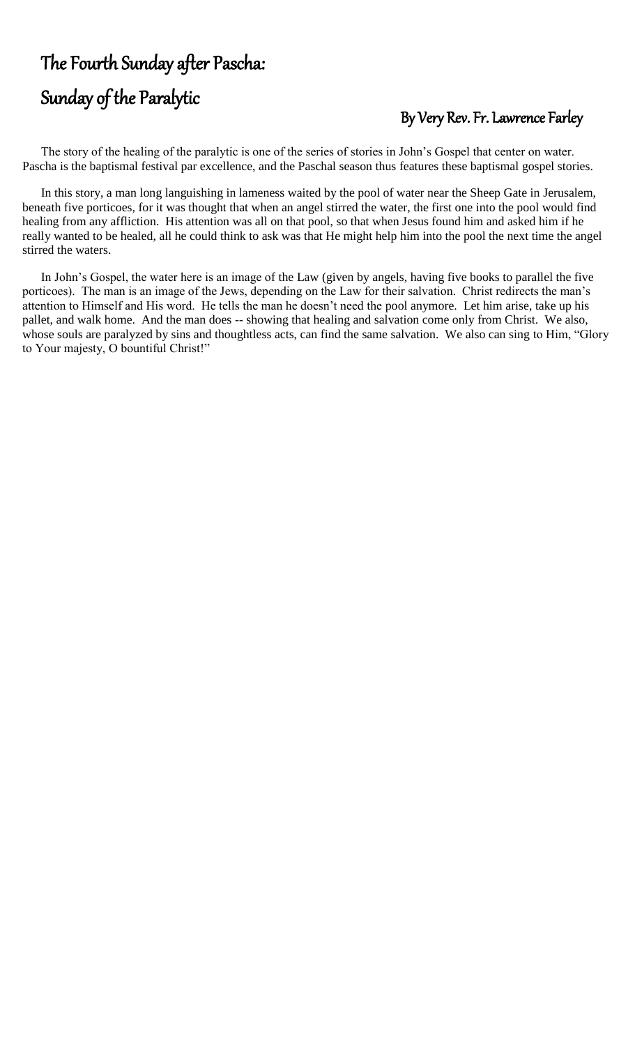# The Fourth Sunday after Pascha:
# Sunday of the Paralytic

**By Very Rev. Fr. Lawrence Farley**

The story of the healing of the paralytic is one of the series of stories in John's Gospel that center on water. Pascha is the baptismal festival par excellence, and the Paschal season thus features these baptismal gospel stories.

In this story, a man long languishing in lameness waited by the pool of water near the Sheep Gate in Jerusalem, beneath five porticoes, for it was thought that when an angel stirred the water, the first one into the pool would find healing from any affliction. His attention was all on that pool, so that when Jesus found him and asked him if he really wanted to be healed, all he could think to ask was that He might help him into the pool the next time the angel stirred the waters.

In John's Gospel, the water here is an image of the Law (given by angels, having five books to parallel the five porticoes). The man is an image of the Jews, depending on the Law for their salvation. Christ redirects the man's attention to Himself and His word. He tells the man he doesn't need the pool anymore. Let him arise, take up his pallet, and walk home. And the man does -- showing that healing and salvation come only from Christ. We also, whose souls are paralyzed by sins and thoughtless acts, can find the same salvation. We also can sing to Him, "Glory to Your majesty, O bountiful Christ!"